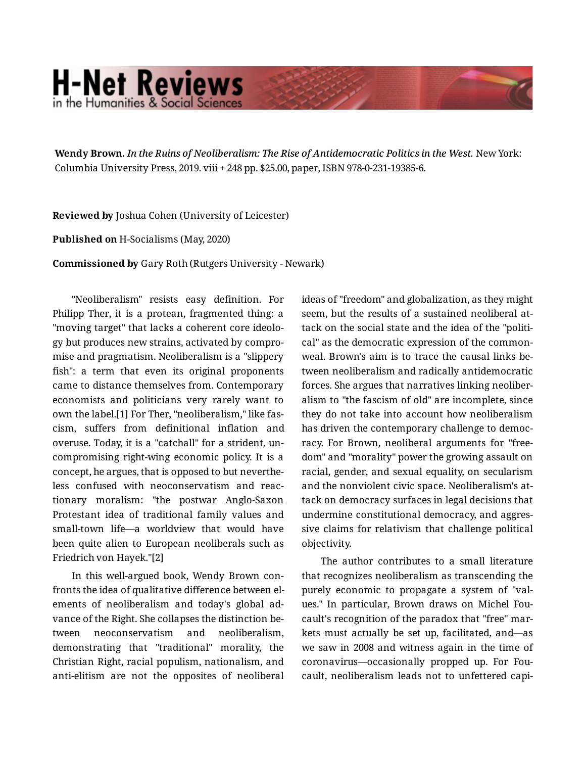**Wendy Brown.** *In the Ruins of Neoliberalism: The Rise of Antidemocratic Politics in the West.* New York: Columbia University Press, 2019. viii + 248 pp. $25.00, paper, ISBN 978-0-231-19385-6.

**Reviewed by** Joshua Cohen (University of Leicester)

**Published on** H-Socialisms (May, 2020)

**Commissioned by** Gary Roth (Rutgers University - Newark)

"Neoliberalism" resists easy definition. For Philipp Ther, it is a protean, fragmented thing: a "moving target" that lacks a coherent core ideology but produces new strains, activated by compromise and pragmatism. Neoliberalism is a "slippery fish": a term that even its original proponents came to distance themselves from. Contemporary economists and politicians very rarely want to own the label.[1] For Ther, "neoliberalism," like fascism, suffers from definitional inflation and overuse. Today, it is a "catchall" for a strident, uncompromising right-wing economic policy. It is a concept, he argues, that is opposed to but nevertheless confused with neoconservatism and reactionary moralism: "the postwar Anglo-Saxon Protestant idea of traditional family values and small-town life—a worldview that would have been quite alien to European neoliberals such as Friedrich von Hayek."[2]

In this well-argued book, Wendy Brown confronts the idea of qualitative difference between elements of neoliberalism and today's global advance of the Right. She collapses the distinction between neoconservatism and neoliberalism, demonstrating that "traditional" morality, the Christian Right, racial populism, nationalism, and anti-elitism are not the opposites of neoliberal ideas of "freedom" and globalization, as they might seem, but the results of a sustained neoliberal attack on the social state and the idea of the "political" as the democratic expression of the commonweal. Brown's aim is to trace the causal links between neoliberalism and radically antidemocratic forces. She argues that narratives linking neoliberalism to "the fascism of old" are incomplete, since they do not take into account how neoliberalism has driven the contemporary challenge to democracy. For Brown, neoliberal arguments for "freedom" and "morality" power the growing assault on racial, gender, and sexual equality, on secularism and the nonviolent civic space. Neoliberalism's attack on democracy surfaces in legal decisions that undermine constitutional democracy, and aggressive claims for relativism that challenge political objectivity.

The author contributes to a small literature that recognizes neoliberalism as transcending the purely economic to propagate a system of "values." In particular, Brown draws on Michel Foucault's recognition of the paradox that "free" markets must actually be set up, facilitated, and—as we saw in 2008 and witness again in the time of coronavirus—occasionally propped up. For Foucault, neoliberalism leads not to unfettered capi-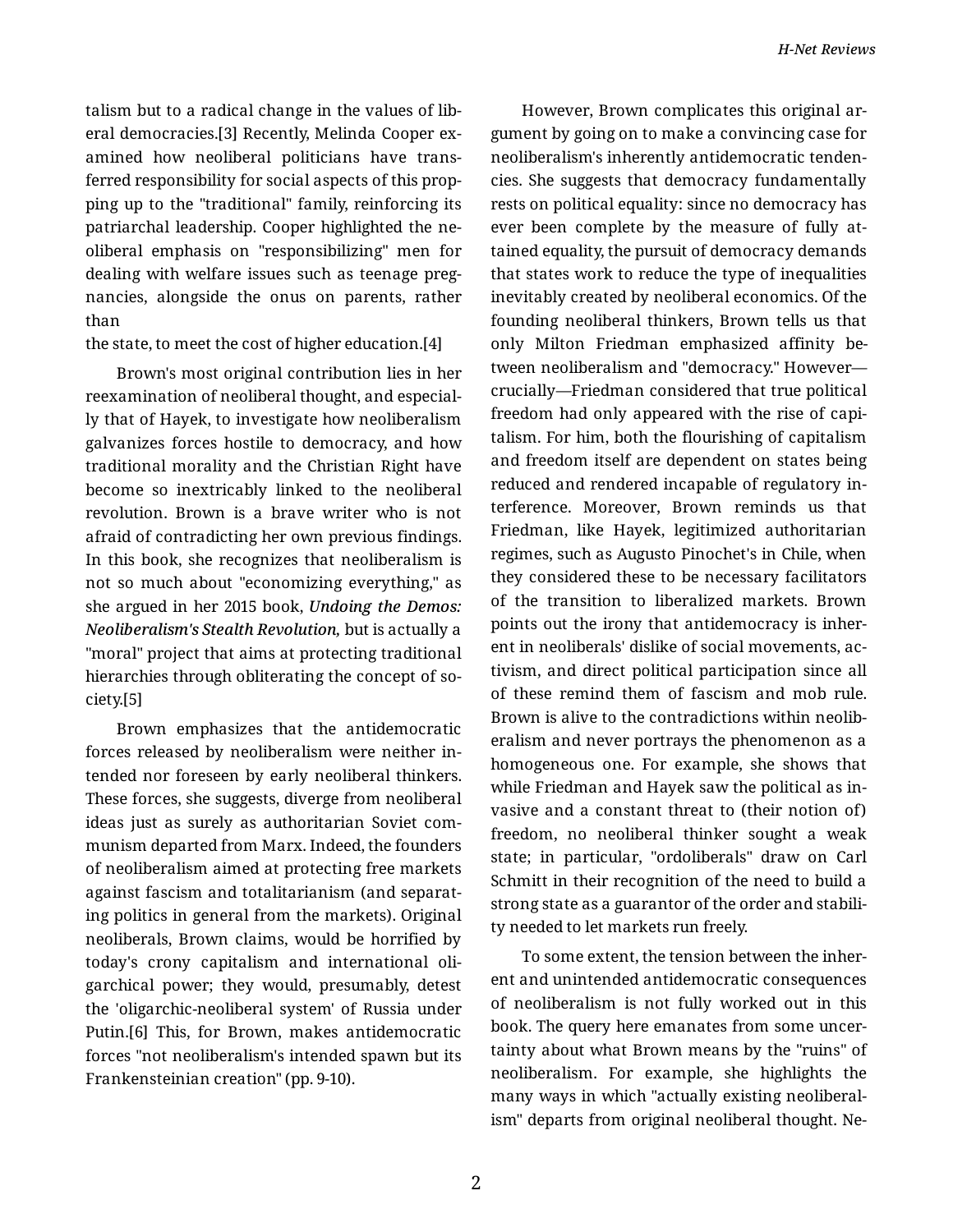talism but to a radical change in the values of liberal democracies.[3] Recently, Melinda Cooper examined how neoliberal politicians have transferred responsibility for social aspects of this propping up to the "traditional" family, reinforcing its patriarchal leadership. Cooper highlighted the neoliberal emphasis on "responsibilizing" men for dealing with welfare issues such as teenage pregnancies, alongside the onus on parents, rather than the state, to meet the cost of higher education.[4]

Brown's most original contribution lies in her reexamination of neoliberal thought, and especially that of Hayek, to investigate how neoliberalism galvanizes forces hostile to democracy, and how traditional morality and the Christian Right have become so inextricably linked to the neoliberal revolution. Brown is a brave writer who is not afraid of contradicting her own previous findings. In this book, she recognizes that neoliberalism is not so much about "economizing everything," as she argued in her 2015 book, ***Undoing the Demos: Neoliberalism's Stealth Revolution,*** but is actually a "moral" project that aims at protecting traditional hierarchies through obliterating the concept of society.[5]

Brown emphasizes that the antidemocratic forces released by neoliberalism were neither intended nor foreseen by early neoliberal thinkers. These forces, she suggests, diverge from neoliberal ideas just as surely as authoritarian Soviet communism departed from Marx. Indeed, the founders of neoliberalism aimed at protecting free markets against fascism and totalitarianism (and separating politics in general from the markets). Original neoliberals, Brown claims, would be horrified by today's crony capitalism and international oligarchical power; they would, presumably, detest the 'oligarchic-neoliberal system' of Russia under Putin.[6] This, for Brown, makes antidemocratic forces "not neoliberalism's intended spawn but its Frankensteinian creation" (pp. 9-10).

However, Brown complicates this original argument by going on to make a convincing case for neoliberalism's inherently antidemocratic tendencies. She suggests that democracy fundamentally rests on political equality: since no democracy has ever been complete by the measure of fully attained equality, the pursuit of democracy demands that states work to reduce the type of inequalities inevitably created by neoliberal economics. Of the founding neoliberal thinkers, Brown tells us that only Milton Friedman emphasized affinity between neoliberalism and "democracy." However—crucially—Friedman considered that true political freedom had only appeared with the rise of capitalism. For him, both the flourishing of capitalism and freedom itself are dependent on states being reduced and rendered incapable of regulatory interference. Moreover, Brown reminds us that Friedman, like Hayek, legitimized authoritarian regimes, such as Augusto Pinochet's in Chile, when they considered these to be necessary facilitators of the transition to liberalized markets. Brown points out the irony that antidemocracy is inherent in neoliberals' dislike of social movements, activism, and direct political participation since all of these remind them of fascism and mob rule. Brown is alive to the contradictions within neoliberalism and never portrays the phenomenon as a homogeneous one. For example, she shows that while Friedman and Hayek saw the political as invasive and a constant threat to (their notion of) freedom, no neoliberal thinker sought a weak state; in particular, "ordoliberals" draw on Carl Schmitt in their recognition of the need to build a strong state as a guarantor of the order and stability needed to let markets run freely.

To some extent, the tension between the inherent and unintended antidemocratic consequences of neoliberalism is not fully worked out in this book. The query here emanates from some uncertainty about what Brown means by the "ruins" of neoliberalism. For example, she highlights the many ways in which "actually existing neoliberalism" departs from original neoliberal thought. Ne-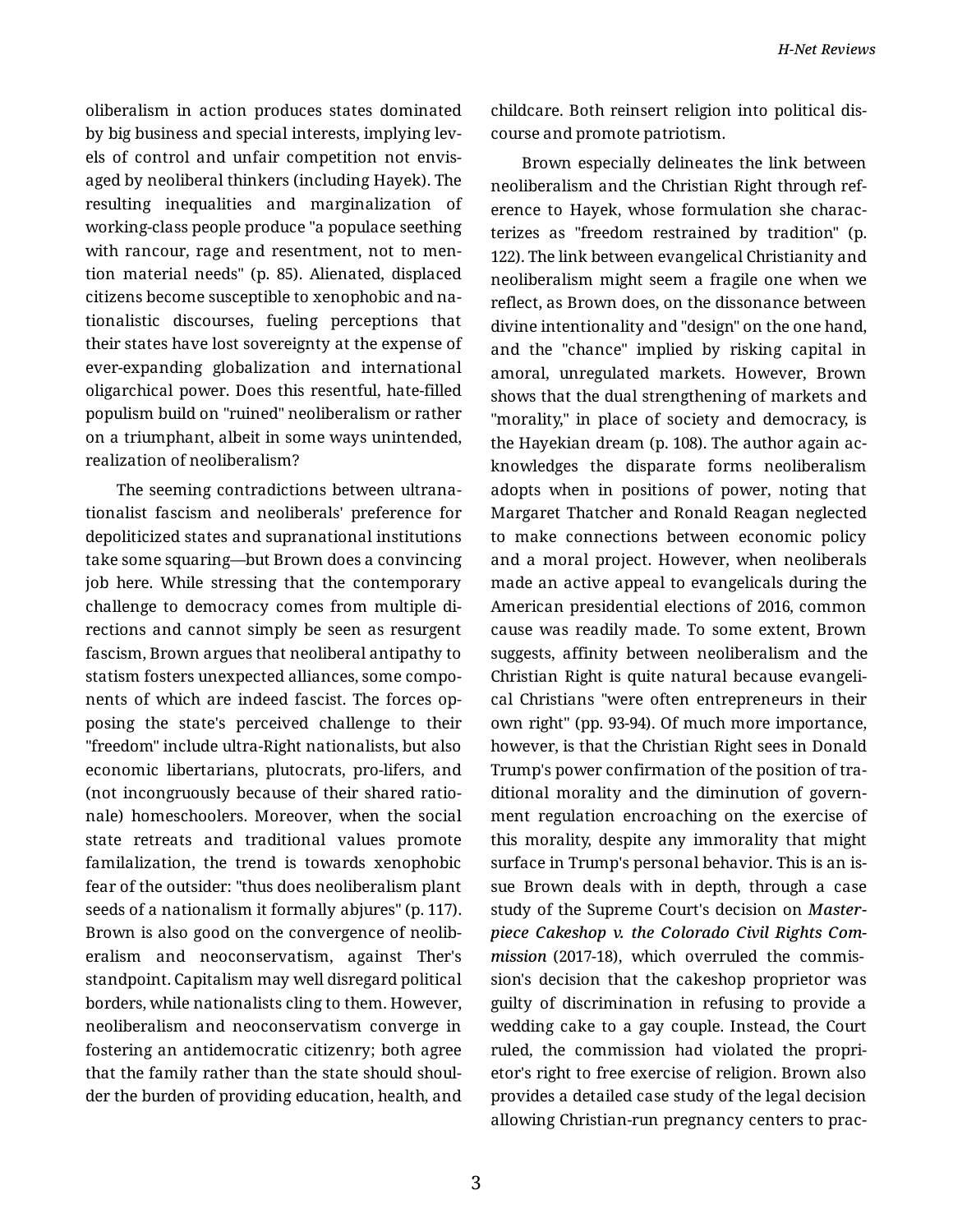oliberalism in action produces states dominated by big business and special interests, implying levels of control and unfair competition not envisaged by neoliberal thinkers (including Hayek). The resulting inequalities and marginalization of working-class people produce "a populace seething with rancour, rage and resentment, not to mention material needs" (p. 85). Alienated, displaced citizens become susceptible to xenophobic and nationalistic discourses, fueling perceptions that their states have lost sovereignty at the expense of ever-expanding globalization and international oligarchical power. Does this resentful, hate-filled populism build on "ruined" neoliberalism or rather on a triumphant, albeit in some ways unintended, realization of neoliberalism?

The seeming contradictions between ultranationalist fascism and neoliberals' preference for depoliticized states and supranational institutions take some squaring—but Brown does a convincing job here. While stressing that the contemporary challenge to democracy comes from multiple directions and cannot simply be seen as resurgent fascism, Brown argues that neoliberal antipathy to statism fosters unexpected alliances, some components of which are indeed fascist. The forces opposing the state's perceived challenge to their "freedom" include ultra-Right nationalists, but also economic libertarians, plutocrats, pro-lifers, and (not incongruously because of their shared rationale) homeschoolers. Moreover, when the social state retreats and traditional values promote familalization, the trend is towards xenophobic fear of the outsider: "thus does neoliberalism plant seeds of a nationalism it formally abjures" (p. 117). Brown is also good on the convergence of neoliberalism and neoconservatism, against Ther's standpoint. Capitalism may well disregard political borders, while nationalists cling to them. However, neoliberalism and neoconservatism converge in fostering an antidemocratic citizenry; both agree that the family rather than the state should shoulder the burden of providing education, health, and childcare. Both reinsert religion into political discourse and promote patriotism.

Brown especially delineates the link between neoliberalism and the Christian Right through reference to Hayek, whose formulation she characterizes as "freedom restrained by tradition" (p. 122). The link between evangelical Christianity and neoliberalism might seem a fragile one when we reflect, as Brown does, on the dissonance between divine intentionality and "design" on the one hand, and the "chance" implied by risking capital in amoral, unregulated markets. However, Brown shows that the dual strengthening of markets and "morality," in place of society and democracy, is the Hayekian dream (p. 108). The author again acknowledges the disparate forms neoliberalism adopts when in positions of power, noting that Margaret Thatcher and Ronald Reagan neglected to make connections between economic policy and a moral project. However, when neoliberals made an active appeal to evangelicals during the American presidential elections of 2016, common cause was readily made. To some extent, Brown suggests, affinity between neoliberalism and the Christian Right is quite natural because evangelical Christians "were often entrepreneurs in their own right" (pp. 93-94). Of much more importance, however, is that the Christian Right sees in Donald Trump's power confirmation of the position of traditional morality and the diminution of government regulation encroaching on the exercise of this morality, despite any immorality that might surface in Trump's personal behavior. This is an issue Brown deals with in depth, through a case study of the Supreme Court's decision on ***Masterpiece Cakeshop v. the Colorado Civil Rights Commission*** (2017-18), which overruled the commission's decision that the cakeshop proprietor was guilty of discrimination in refusing to provide a wedding cake to a gay couple. Instead, the Court ruled, the commission had violated the proprietor's right to free exercise of religion. Brown also provides a detailed case study of the legal decision allowing Christian-run pregnancy centers to prac-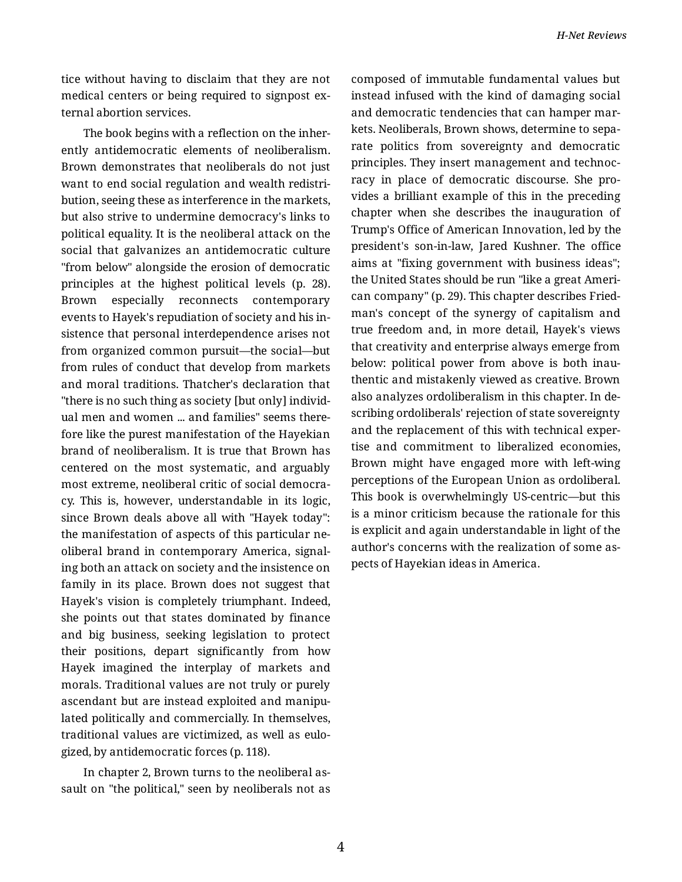tice without having to disclaim that they are not medical centers or being required to signpost external abortion services.

The book begins with a reflection on the inherently antidemocratic elements of neoliberalism. Brown demonstrates that neoliberals do not just want to end social regulation and wealth redistribution, seeing these as interference in the markets, but also strive to undermine democracy's links to political equality. It is the neoliberal attack on the social that galvanizes an antidemocratic culture "from below" alongside the erosion of democratic principles at the highest political levels (p. 28). Brown especially reconnects contemporary events to Hayek's repudiation of society and his insistence that personal interdependence arises not from organized common pursuit—the social—but from rules of conduct that develop from markets and moral traditions. Thatcher's declaration that "there is no such thing as society [but only] individual men and women ... and families" seems therefore like the purest manifestation of the Hayekian brand of neoliberalism. It is true that Brown has centered on the most systematic, and arguably most extreme, neoliberal critic of social democracy. This is, however, understandable in its logic, since Brown deals above all with "Hayek today": the manifestation of aspects of this particular neoliberal brand in contemporary America, signaling both an attack on society and the insistence on family in its place. Brown does not suggest that Hayek's vision is completely triumphant. Indeed, she points out that states dominated by finance and big business, seeking legislation to protect their positions, depart significantly from how Hayek imagined the interplay of markets and morals. Traditional values are not truly or purely ascendant but are instead exploited and manipulated politically and commercially. In themselves, traditional values are victimized, as well as eulogized, by antidemocratic forces (p. 118).

In chapter 2, Brown turns to the neoliberal assault on "the political," seen by neoliberals not as composed of immutable fundamental values but instead infused with the kind of damaging social and democratic tendencies that can hamper markets. Neoliberals, Brown shows, determine to separate politics from sovereignty and democratic principles. They insert management and technocracy in place of democratic discourse. She provides a brilliant example of this in the preceding chapter when she describes the inauguration of Trump's Office of American Innovation, led by the president's son-in-law, Jared Kushner. The office aims at "fixing government with business ideas"; the United States should be run "like a great American company" (p. 29). This chapter describes Friedman's concept of the synergy of capitalism and true freedom and, in more detail, Hayek's views that creativity and enterprise always emerge from below: political power from above is both inauthentic and mistakenly viewed as creative. Brown also analyzes ordoliberalism in this chapter. In describing ordoliberals' rejection of state sovereignty and the replacement of this with technical expertise and commitment to liberalized economies, Brown might have engaged more with left-wing perceptions of the European Union as ordoliberal. This book is overwhelmingly US-centric—but this is a minor criticism because the rationale for this is explicit and again understandable in light of the author's concerns with the realization of some aspects of Hayekian ideas in America.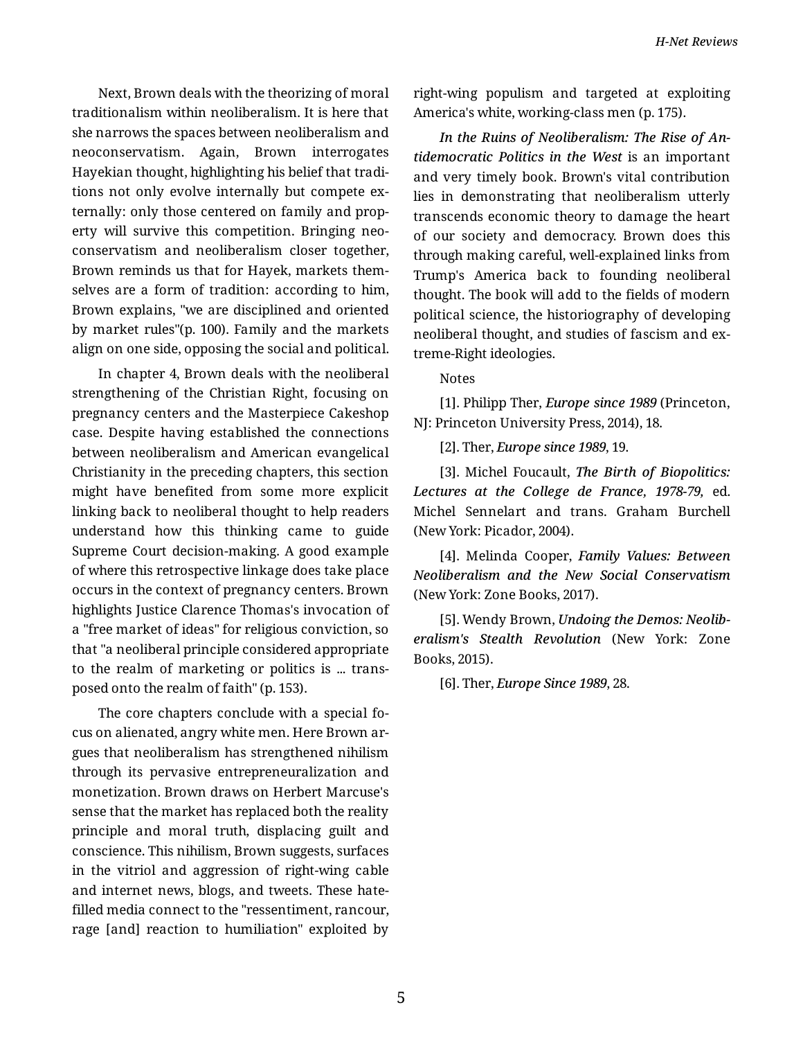Next, Brown deals with the theorizing of moral traditionalism within neoliberalism. It is here that she narrows the spaces between neoliberalism and neoconservatism. Again, Brown interrogates Hayekian thought, highlighting his belief that traditions not only evolve internally but compete externally: only those centered on family and property will survive this competition. Bringing neoconservatism and neoliberalism closer together, Brown reminds us that for Hayek, markets themselves are a form of tradition: according to him, Brown explains, "we are disciplined and oriented by market rules"(p. 100). Family and the markets align on one side, opposing the social and political.

In chapter 4, Brown deals with the neoliberal strengthening of the Christian Right, focusing on pregnancy centers and the Masterpiece Cakeshop case. Despite having established the connections between neoliberalism and American evangelical Christianity in the preceding chapters, this section might have benefited from some more explicit linking back to neoliberal thought to help readers understand how this thinking came to guide Supreme Court decision-making. A good example of where this retrospective linkage does take place occurs in the context of pregnancy centers. Brown highlights Justice Clarence Thomas's invocation of a "free market of ideas" for religious conviction, so that "a neoliberal principle considered appropriate to the realm of marketing or politics is ... transposed onto the realm of faith" (p. 153).

The core chapters conclude with a special focus on alienated, angry white men. Here Brown argues that neoliberalism has strengthened nihilism through its pervasive entrepreneuralization and monetization. Brown draws on Herbert Marcuse's sense that the market has replaced both the reality principle and moral truth, displacing guilt and conscience. This nihilism, Brown suggests, surfaces in the vitriol and aggression of right-wing cable and internet news, blogs, and tweets. These hate-filled media connect to the "ressentiment, rancour, rage [and] reaction to humiliation" exploited by right-wing populism and targeted at exploiting America's white, working-class men (p. 175).

***In the Ruins of Neoliberalism: The Rise of Antidemocratic Politics in the West*** is an important and very timely book. Brown's vital contribution lies in demonstrating that neoliberalism utterly transcends economic theory to damage the heart of our society and democracy. Brown does this through making careful, well-explained links from Trump's America back to founding neoliberal thought. The book will add to the fields of modern political science, the historiography of developing neoliberal thought, and studies of fascism and extreme-Right ideologies.

Notes

[1]. Philipp Ther, ***Europe since 1989*** (Princeton, NJ: Princeton University Press, 2014), 18.

[2]. Ther, ***Europe since 1989***, 19.

[3]. Michel Foucault, ***The Birth of Biopolitics: Lectures at the College de France, 1978-79,*** ed. Michel Sennelart and trans. Graham Burchell (New York: Picador, 2004).

[4]. Melinda Cooper, ***Family Values: Between Neoliberalism and the New Social Conservatism*** (New York: Zone Books, 2017).

[5]. Wendy Brown, ***Undoing the Demos: Neoliberalism's Stealth Revolution*** (New York: Zone Books, 2015).

[6]. Ther, ***Europe Since 1989***, 28.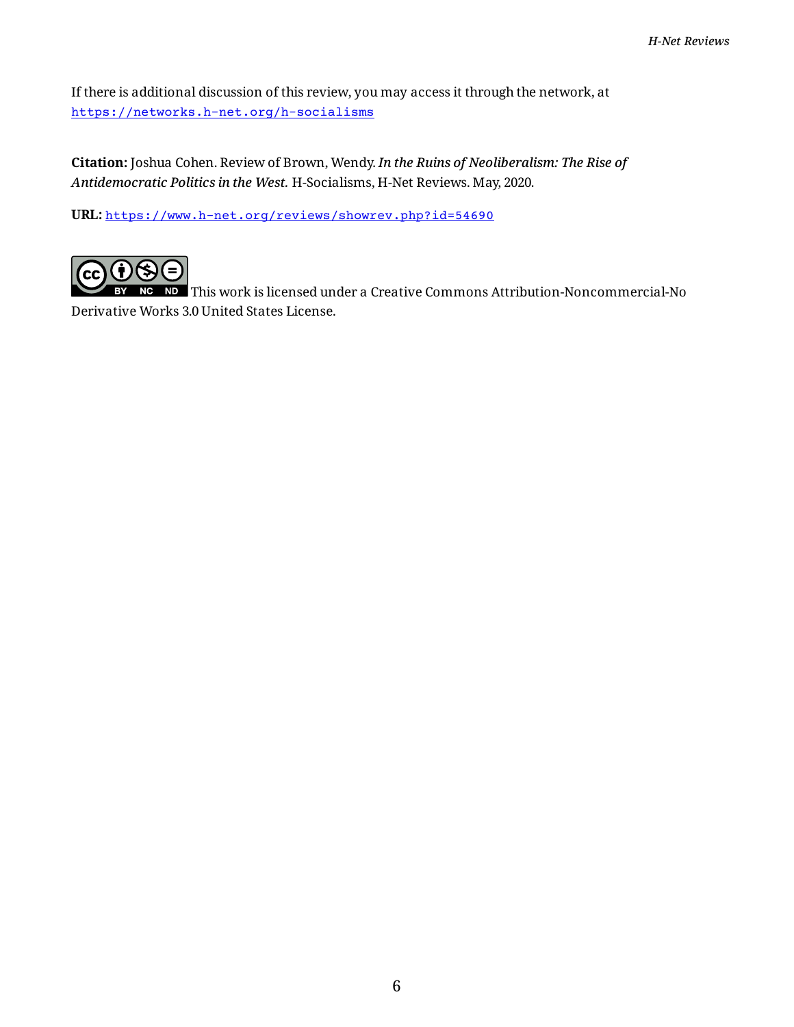If there is additional discussion of this review, you may access it through the network, at https://networks.h-net.org/h-socialisms

**Citation:** Joshua Cohen. Review of Brown, Wendy. ***In the Ruins of Neoliberalism: The Rise of Antidemocratic Politics in the West.*** H-Socialisms, H-Net Reviews. May, 2020.

**URL:** https://www.h-net.org/reviews/showrev.php?id=54690

This work is licensed under a Creative Commons Attribution-Noncommercial-No Derivative Works 3.0 United States License.